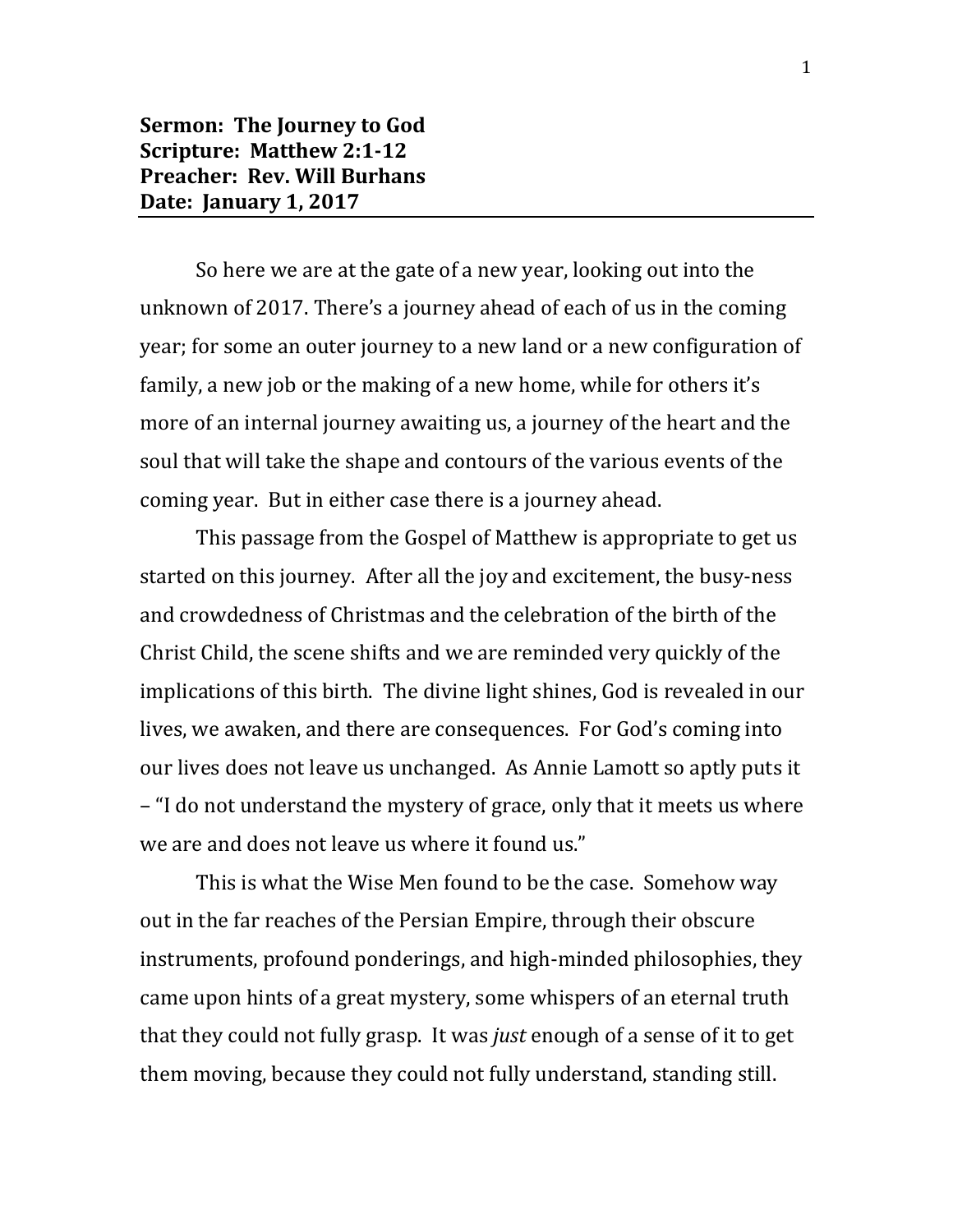**Sermon: The Journey to God**
**Scripture: Matthew 2:1-12**
**Preacher: Rev. Will Burhans**
**Date: January 1, 2017**

---

So here we are at the gate of a new year, looking out into the unknown of 2017. There's a journey ahead of each of us in the coming year; for some an outer journey to a new land or a new configuration of family, a new job or the making of a new home, while for others it's more of an internal journey awaiting us, a journey of the heart and the soul that will take the shape and contours of the various events of the coming year. But in either case there is a journey ahead.

This passage from the Gospel of Matthew is appropriate to get us started on this journey. After all the joy and excitement, the busy-ness and crowdedness of Christmas and the celebration of the birth of the Christ Child, the scene shifts and we are reminded very quickly of the implications of this birth. The divine light shines, God is revealed in our lives, we awaken, and there are consequences. For God's coming into our lives does not leave us unchanged. As Annie Lamott so aptly puts it – "I do not understand the mystery of grace, only that it meets us where we are and does not leave us where it found us."

This is what the Wise Men found to be the case. Somehow way out in the far reaches of the Persian Empire, through their obscure instruments, profound ponderings, and high-minded philosophies, they came upon hints of a great mystery, some whispers of an eternal truth that they could not fully grasp. It was *just* enough of a sense of it to get them moving, because they could not fully understand, standing still.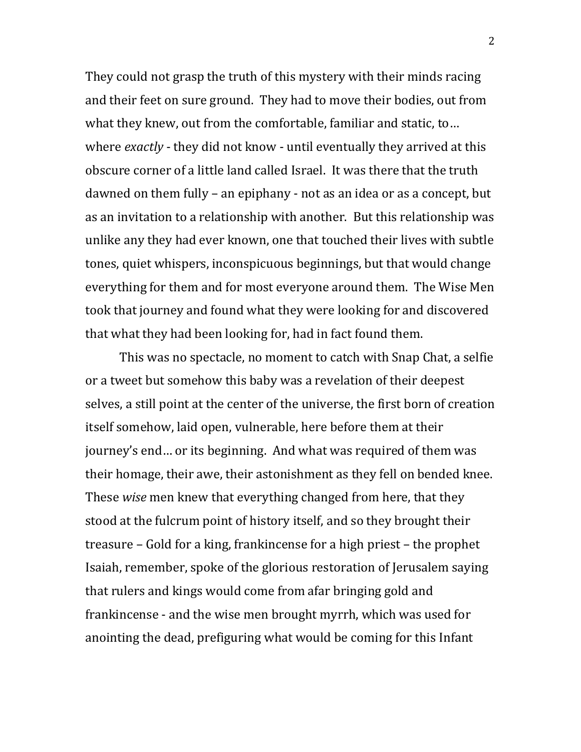They could not grasp the truth of this mystery with their minds racing and their feet on sure ground. They had to move their bodies, out from what they knew, out from the comfortable, familiar and static, to… where *exactly* - they did not know - until eventually they arrived at this obscure corner of a little land called Israel. It was there that the truth dawned on them fully – an epiphany - not as an idea or as a concept, but as an invitation to a relationship with another. But this relationship was unlike any they had ever known, one that touched their lives with subtle tones, quiet whispers, inconspicuous beginnings, but that would change everything for them and for most everyone around them. The Wise Men took that journey and found what they were looking for and discovered that what they had been looking for, had in fact found them.

This was no spectacle, no moment to catch with Snap Chat, a selfie or a tweet but somehow this baby was a revelation of their deepest selves, a still point at the center of the universe, the first born of creation itself somehow, laid open, vulnerable, here before them at their journey's end… or its beginning. And what was required of them was their homage, their awe, their astonishment as they fell on bended knee. These *wise* men knew that everything changed from here, that they stood at the fulcrum point of history itself, and so they brought their treasure – Gold for a king, frankincense for a high priest – the prophet Isaiah, remember, spoke of the glorious restoration of Jerusalem saying that rulers and kings would come from afar bringing gold and frankincense - and the wise men brought myrrh, which was used for anointing the dead, prefiguring what would be coming for this Infant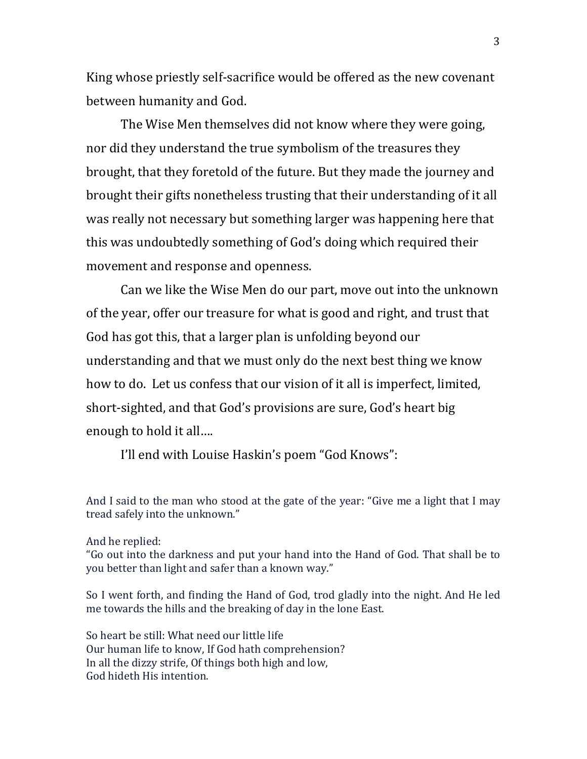King whose priestly self-sacrifice would be offered as the new covenant between humanity and God.

The Wise Men themselves did not know where they were going, nor did they understand the true symbolism of the treasures they brought, that they foretold of the future. But they made the journey and brought their gifts nonetheless trusting that their understanding of it all was really not necessary but something larger was happening here that this was undoubtedly something of God's doing which required their movement and response and openness.

Can we like the Wise Men do our part, move out into the unknown of the year, offer our treasure for what is good and right, and trust that God has got this, that a larger plan is unfolding beyond our understanding and that we must only do the next best thing we know how to do. Let us confess that our vision of it all is imperfect, limited, short-sighted, and that God's provisions are sure, God's heart big enough to hold it all….

I'll end with Louise Haskin's poem "God Knows":

And I said to the man who stood at the gate of the year: "Give me a light that I may tread safely into the unknown."

And he replied:
"Go out into the darkness and put your hand into the Hand of God. That shall be to you better than light and safer than a known way."

So I went forth, and finding the Hand of God, trod gladly into the night. And He led me towards the hills and the breaking of day in the lone East.

So heart be still: What need our little life
Our human life to know, If God hath comprehension?
In all the dizzy strife, Of things both high and low,
God hideth His intention.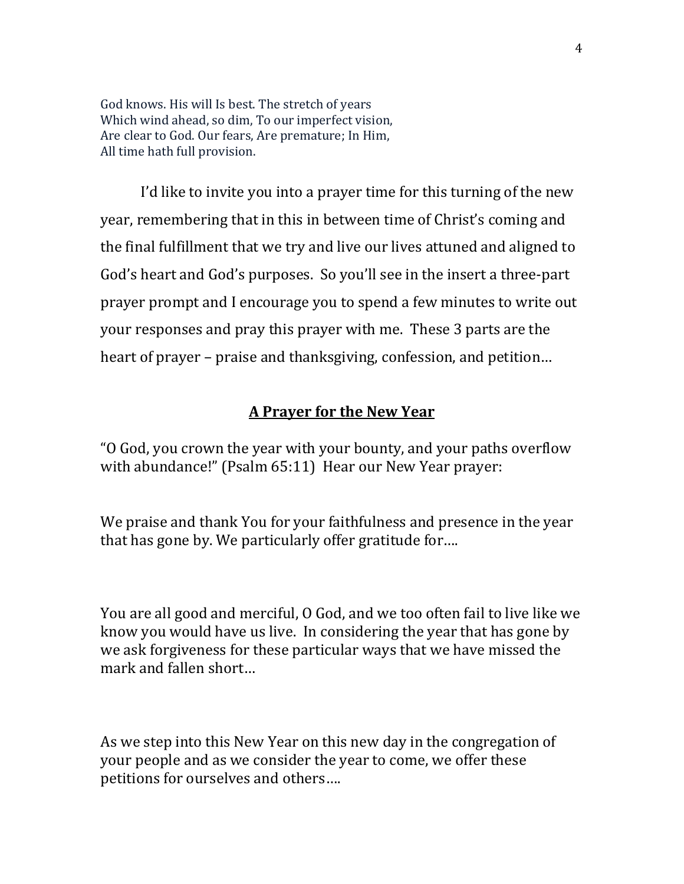God knows. His will Is best. The stretch of years
Which wind ahead, so dim, To our imperfect vision,
Are clear to God. Our fears, Are premature; In Him,
All time hath full provision.

I'd like to invite you into a prayer time for this turning of the new year, remembering that in this in between time of Christ's coming and the final fulfillment that we try and live our lives attuned and aligned to God's heart and God's purposes. So you'll see in the insert a three-part prayer prompt and I encourage you to spend a few minutes to write out your responses and pray this prayer with me. These 3 parts are the heart of prayer – praise and thanksgiving, confession, and petition…

## **<u>A Prayer for the New Year</u>**

"O God, you crown the year with your bounty, and your paths overflow with abundance!" (Psalm 65:11) Hear our New Year prayer:

We praise and thank You for your faithfulness and presence in the year that has gone by. We particularly offer gratitude for….

You are all good and merciful, O God, and we too often fail to live like we know you would have us live. In considering the year that has gone by we ask forgiveness for these particular ways that we have missed the mark and fallen short…

As we step into this New Year on this new day in the congregation of your people and as we consider the year to come, we offer these petitions for ourselves and others….